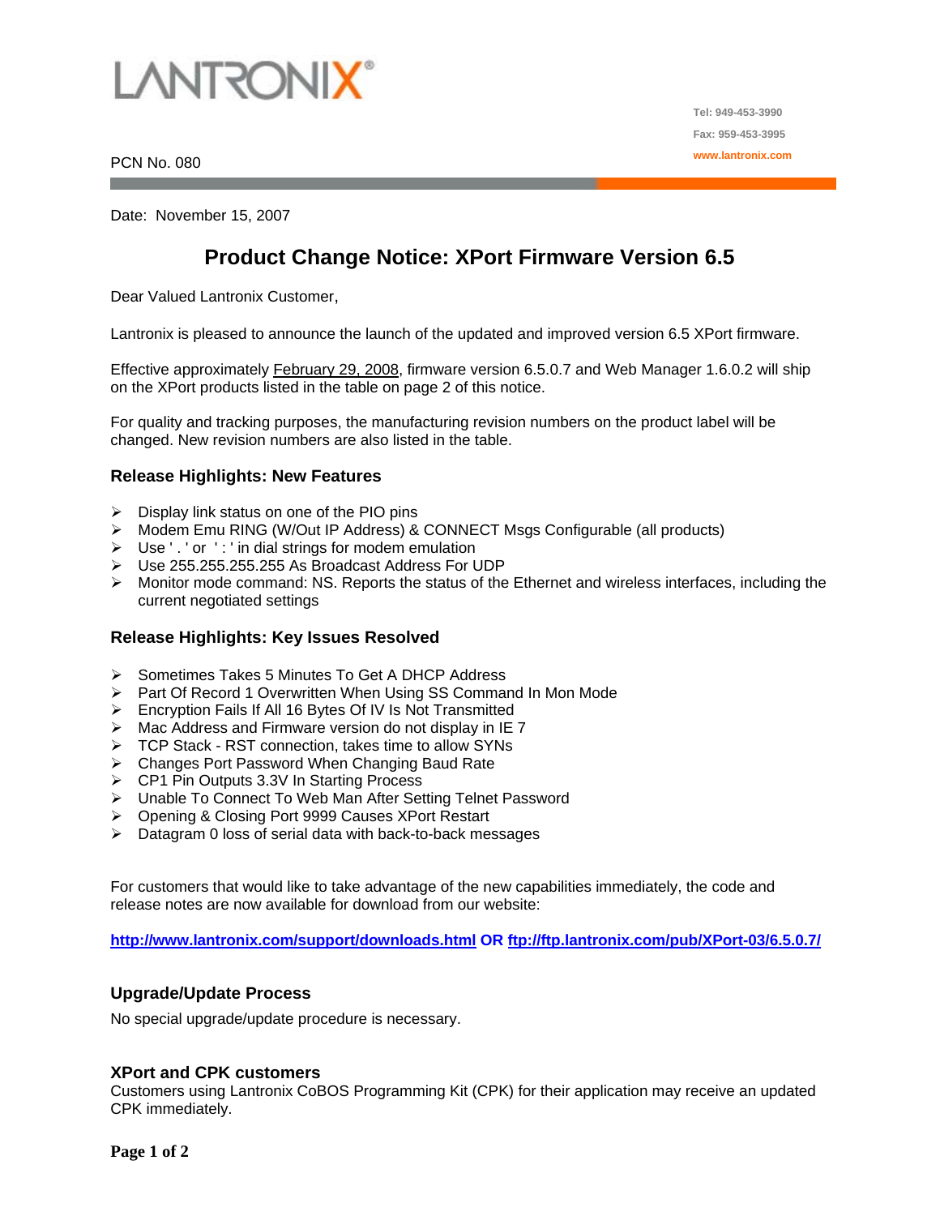LANTRONIX®

Tel: 949-453-3990

Fax: 959-453-3995

www.lantronix.com

PCN No. 080

Date: November 15, 2007

# Product Change Notice: XPort Firmware Version 6.5

Dear Valued Lantronix Customer,

Lantronix is pleased to announce the launch of the updated and improved version 6.5 XPort firmware.

Effective approximately February 29, 2008, firmware version 6.5.0.7 and Web Manager 1.6.0.2 will ship on the XPort products listed in the table on page 2 of this notice.

For quality and tracking purposes, the manufacturing revision numbers on the product label will be changed. New revision numbers are also listed in the table.

### Release Highlights: New Features

- Display link status on one of the PIO pins
- Modem Emu RING (W/Out IP Address) & CONNECT Msgs Configurable (all products)
- Use ' . ' or ' : ' in dial strings for modem emulation
- Use 255.255.255.255 As Broadcast Address For UDP
- Monitor mode command: NS. Reports the status of the Ethernet and wireless interfaces, including the current negotiated settings

### Release Highlights: Key Issues Resolved

- Sometimes Takes 5 Minutes To Get A DHCP Address
- Part Of Record 1 Overwritten When Using SS Command In Mon Mode
- Encryption Fails If All 16 Bytes Of IV Is Not Transmitted
- Mac Address and Firmware version do not display in IE 7
- TCP Stack - RST connection, takes time to allow SYNs
- Changes Port Password When Changing Baud Rate
- CP1 Pin Outputs 3.3V In Starting Process
- Unable To Connect To Web Man After Setting Telnet Password
- Opening & Closing Port 9999 Causes XPort Restart
- Datagram 0 loss of serial data with back-to-back messages

For customers that would like to take advantage of the new capabilities immediately, the code and release notes are now available for download from our website:

**http://www.lantronix.com/support/downloads.html OR ftp://ftp.lantronix.com/pub/XPort-03/6.5.0.7/**

### Upgrade/Update Process

No special upgrade/update procedure is necessary.

### XPort and CPK customers

Customers using Lantronix CoBOS Programming Kit (CPK) for their application may receive an updated CPK immediately.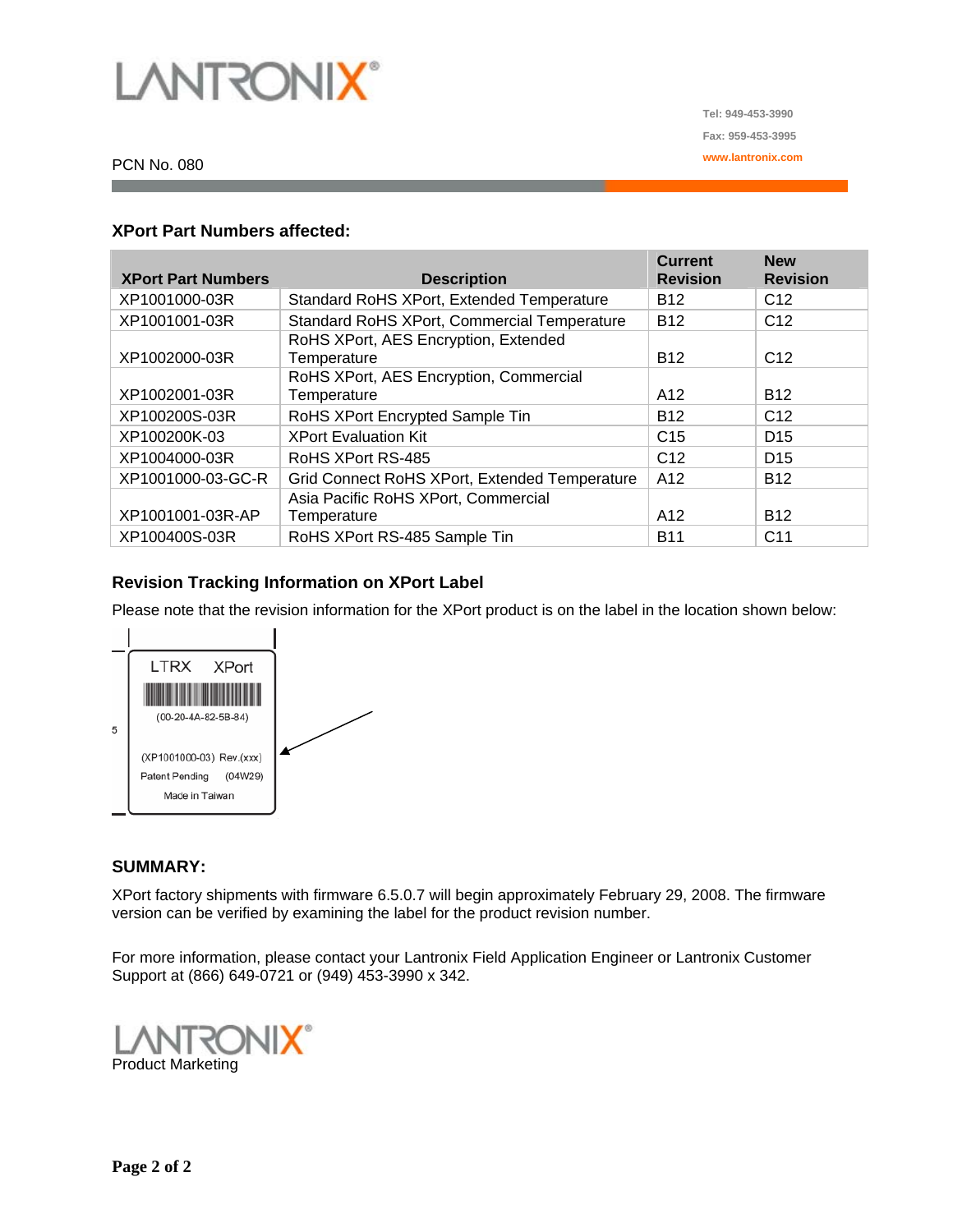PCN No. 080

Tel: 949-453-3990

Fax: 959-453-3995

www.lantronix.com

### XPort Part Numbers affected:

| XPort Part Numbers | Description | Current Revision | New Revision |
|---|---|---|---|
| XP1001000-03R | Standard RoHS XPort, Extended Temperature | B12 | C12 |
| XP1001001-03R | Standard RoHS XPort, Commercial Temperature | B12 | C12 |
| XP1002000-03R | RoHS XPort, AES Encryption, Extended Temperature | B12 | C12 |
| XP1002001-03R | RoHS XPort, AES Encryption, Commercial Temperature | A12 | B12 |
| XP100200S-03R | RoHS XPort Encrypted Sample Tin | B12 | C12 |
| XP100200K-03 | XPort Evaluation Kit | C15 | D15 |
| XP1004000-03R | RoHS XPort RS-485 | C12 | D15 |
| XP1001000-03-GC-R | Grid Connect RoHS XPort, Extended Temperature | A12 | B12 |
| XP1001001-03R-AP | Asia Pacific RoHS XPort, Commercial Temperature | A12 | B12 |
| XP100400S-03R | RoHS XPort RS-485 Sample Tin | B11 | C11 |

### Revision Tracking Information on XPort Label

Please note that the revision information for the XPort product is on the label in the location shown below:

LTRX XPort

(00-20-4A-82-5B-84)

5

(XP1001000-03) Rev.(xxx)

Patent Pending (04W29)

Made in Taiwan

### SUMMARY:

XPort factory shipments with firmware 6.5.0.7 will begin approximately February 29, 2008. The firmware version can be verified by examining the label for the product revision number.

For more information, please contact your Lantronix Field Application Engineer or Lantronix Customer Support at (866) 649-0721 or (949) 453-3990 x 342.

LANTRONIX

Product Marketing